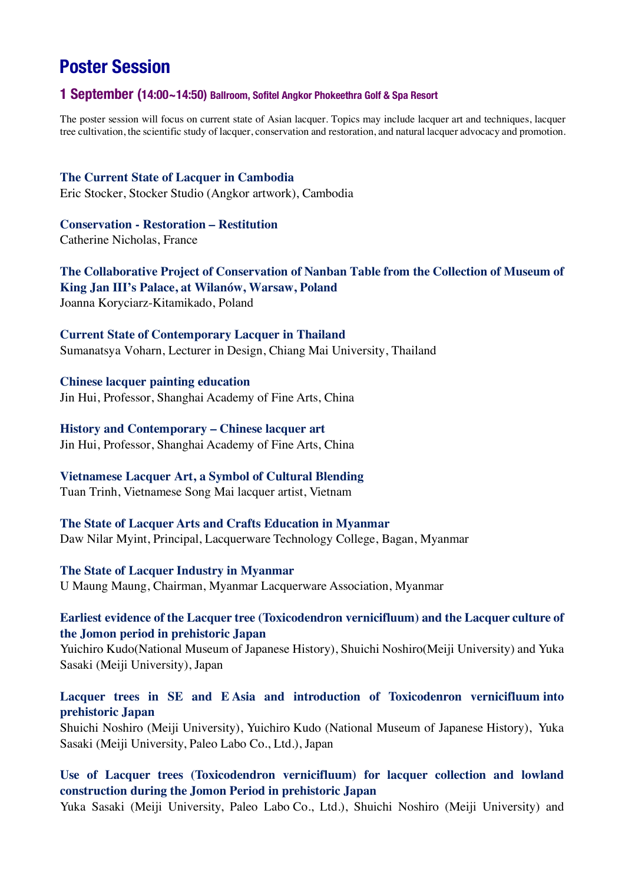# Poster Session

## 1 September (14:00~14:50) Ballroom, Sofitel Angkor Phokeethra Golf & Spa Resort

The poster session will focus on current state of Asian lacquer. Topics may include lacquer art and techniques, lacquer tree cultivation, the scientific study of lacquer, conservation and restoration, and natural lacquer advocacy and promotion.

**The Current State of Lacquer in Cambodia**
Eric Stocker, Stocker Studio (Angkor artwork), Cambodia

**Conservation - Restoration – Restitution**
Catherine Nicholas, France

**The Collaborative Project of Conservation of Nanban Table from the Collection of Museum of King Jan III's Palace, at Wilanów, Warsaw, Poland**
Joanna Koryciarz-Kitamikado, Poland

**Current State of Contemporary Lacquer in Thailand**
Sumanatsya Voharn, Lecturer in Design, Chiang Mai University, Thailand

**Chinese lacquer painting education**
Jin Hui, Professor, Shanghai Academy of Fine Arts, China

**History and Contemporary – Chinese lacquer art**
Jin Hui, Professor, Shanghai Academy of Fine Arts, China

**Vietnamese Lacquer Art, a Symbol of Cultural Blending**
Tuan Trinh, Vietnamese Song Mai lacquer artist, Vietnam

**The State of Lacquer Arts and Crafts Education in Myanmar**
Daw Nilar Myint, Principal, Lacquerware Technology College, Bagan, Myanmar

**The State of Lacquer Industry in Myanmar**
U Maung Maung, Chairman, Myanmar Lacquerware Association, Myanmar

**Earliest evidence of the Lacquer tree (Toxicodendron vernicifluum) and the Lacquer culture of the Jomon period in prehistoric Japan**
Yuichiro Kudo(National Museum of Japanese History), Shuichi Noshiro(Meiji University) and Yuka Sasaki (Meiji University), Japan

**Lacquer trees in SE and E Asia and introduction of Toxicodenron vernicifluum into prehistoric Japan**
Shuichi Noshiro (Meiji University), Yuichiro Kudo (National Museum of Japanese History), Yuka Sasaki (Meiji University, Paleo Labo Co., Ltd.), Japan

**Use of Lacquer trees (Toxicodendron vernicifluum) for lacquer collection and lowland construction during the Jomon Period in prehistoric Japan**
Yuka Sasaki (Meiji University, Paleo Labo Co., Ltd.), Shuichi Noshiro (Meiji University) and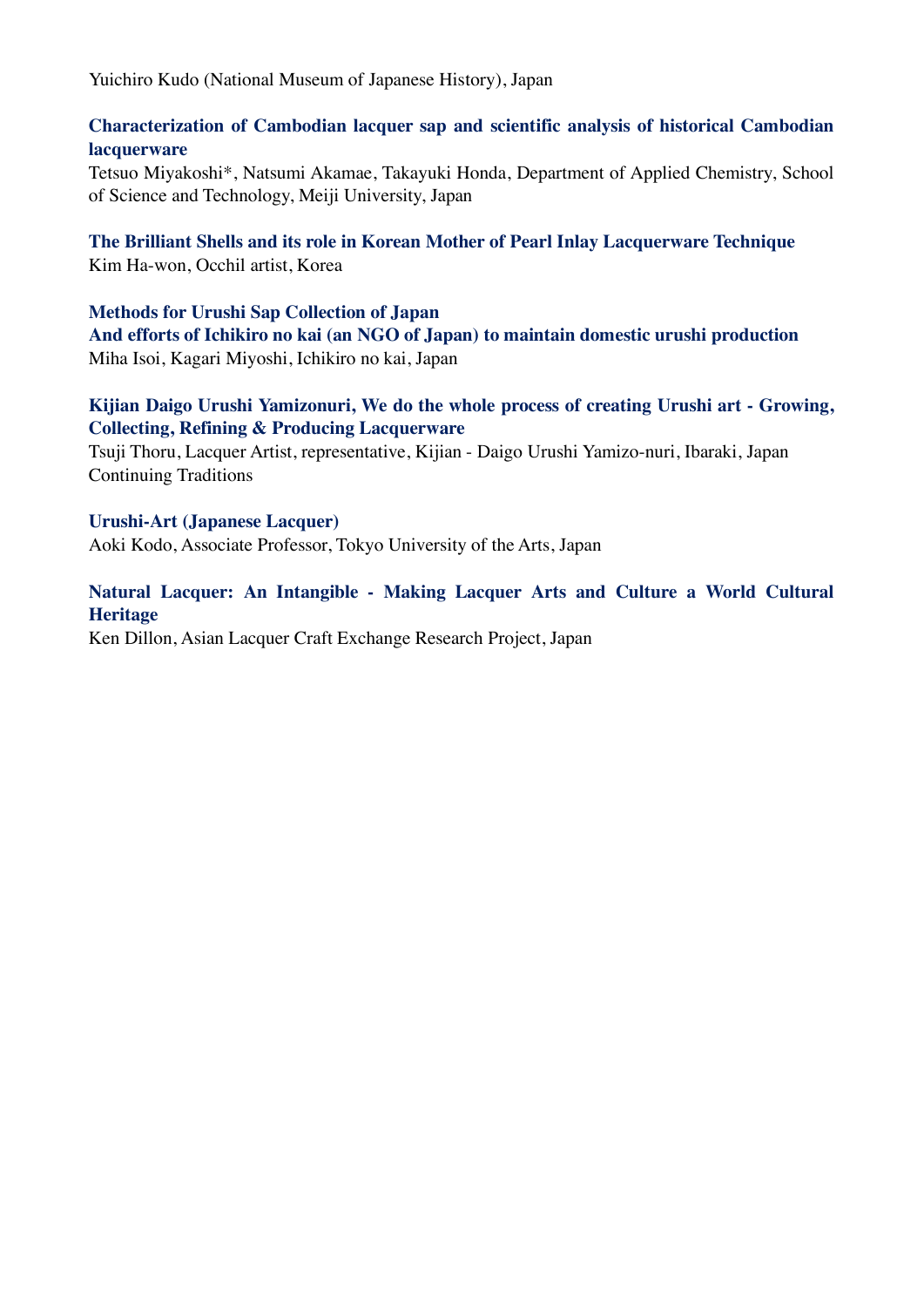Yuichiro Kudo (National Museum of Japanese History), Japan

**Characterization of Cambodian lacquer sap and scientific analysis of historical Cambodian lacquerware**

Tetsuo Miyakoshi*, Natsumi Akamae, Takayuki Honda, Department of Applied Chemistry, School of Science and Technology, Meiji University, Japan

**The Brilliant Shells and its role in Korean Mother of Pearl Inlay Lacquerware Technique**

Kim Ha-won, Occhil artist, Korea

**Methods for Urushi Sap Collection of Japan**
**And efforts of Ichikiro no kai (an NGO of Japan) to maintain domestic urushi production**

Miha Isoi, Kagari Miyoshi, Ichikiro no kai, Japan

**Kijian Daigo Urushi Yamizonuri, We do the whole process of creating Urushi art - Growing, Collecting, Refining & Producing Lacquerware**

Tsuji Thoru, Lacquer Artist, representative, Kijian - Daigo Urushi Yamizo-nuri, Ibaraki, Japan
Continuing Traditions

**Urushi-Art (Japanese Lacquer)**

Aoki Kodo, Associate Professor, Tokyo University of the Arts, Japan

**Natural Lacquer: An Intangible - Making Lacquer Arts and Culture a World Cultural Heritage**

Ken Dillon, Asian Lacquer Craft Exchange Research Project, Japan